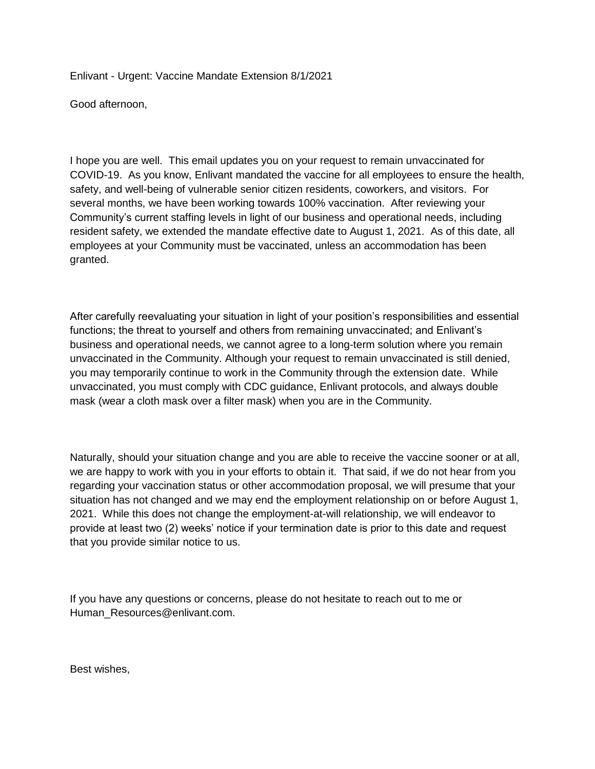Enlivant - Urgent: Vaccine Mandate Extension 8/1/2021

Good afternoon,

I hope you are well. This email updates you on your request to remain unvaccinated for COVID-19. As you know, Enlivant mandated the vaccine for all employees to ensure the health, safety, and well-being of vulnerable senior citizen residents, coworkers, and visitors. For several months, we have been working towards 100% vaccination. After reviewing your Community's current staffing levels in light of our business and operational needs, including resident safety, we extended the mandate effective date to August 1, 2021. As of this date, all employees at your Community must be vaccinated, unless an accommodation has been granted.

After carefully reevaluating your situation in light of your position's responsibilities and essential functions; the threat to yourself and others from remaining unvaccinated; and Enlivant's business and operational needs, we cannot agree to a long-term solution where you remain unvaccinated in the Community. Although your request to remain unvaccinated is still denied, you may temporarily continue to work in the Community through the extension date. While unvaccinated, you must comply with CDC guidance, Enlivant protocols, and always double mask (wear a cloth mask over a filter mask) when you are in the Community.

Naturally, should your situation change and you are able to receive the vaccine sooner or at all, we are happy to work with you in your efforts to obtain it. That said, if we do not hear from you regarding your vaccination status or other accommodation proposal, we will presume that your situation has not changed and we may end the employment relationship on or before August 1, 2021. While this does not change the employment-at-will relationship, we will endeavor to provide at least two (2) weeks' notice if your termination date is prior to this date and request that you provide similar notice to us.

If you have any questions or concerns, please do not hesitate to reach out to me or Human_Resources@enlivant.com.

Best wishes,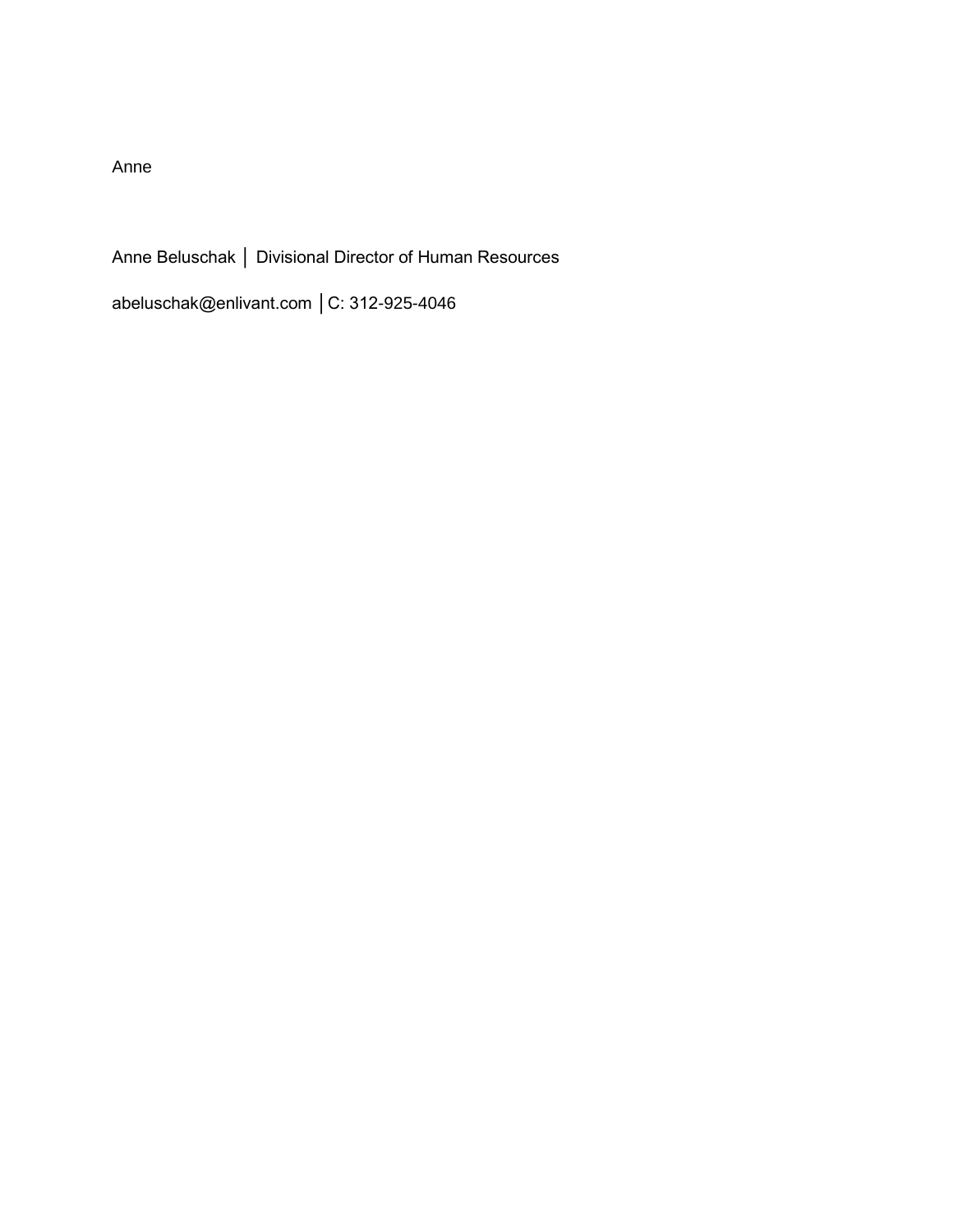Anne

Anne Beluschak │ Divisional Director of Human Resources

abeluschak@enlivant.com │C: 312-925-4046